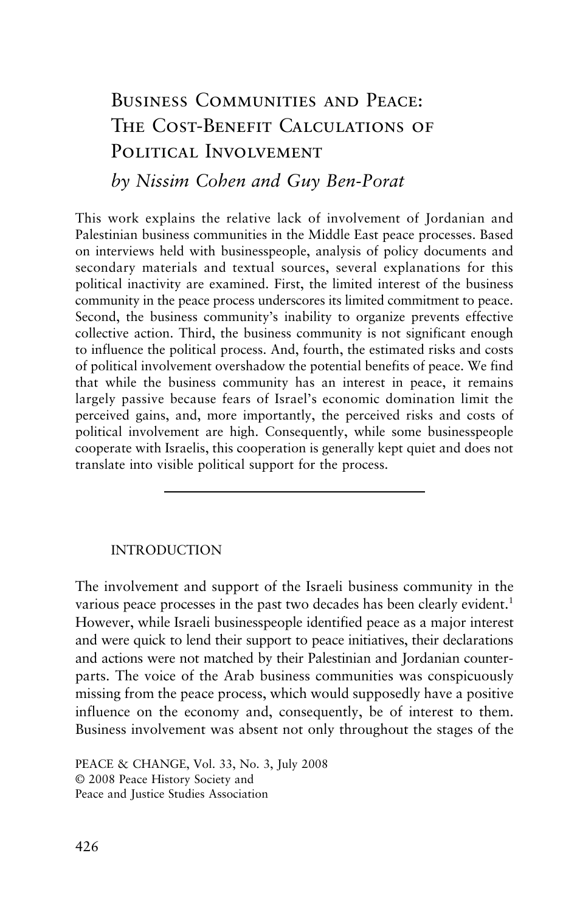# Business Communities and Peace: The Cost-Benefit Calculations of Political Involvement

*by Nissim Cohen and Guy Ben-Porat*

This work explains the relative lack of involvement of Jordanian and Palestinian business communities in the Middle East peace processes. Based on interviews held with businesspeople, analysis of policy documents and secondary materials and textual sources, several explanations for this political inactivity are examined. First, the limited interest of the business community in the peace process underscores its limited commitment to peace. Second, the business community's inability to organize prevents effective collective action. Third, the business community is not significant enough to influence the political process. And, fourth, the estimated risks and costs of political involvement overshadow the potential benefits of peace. We find that while the business community has an interest in peace, it remains largely passive because fears of Israel's economic domination limit the perceived gains, and, more importantly, the perceived risks and costs of political involvement are high. Consequently, while some businesspeople cooperate with Israelis, this cooperation is generally kept quiet and does not translate into visible political support for the process.

---

## INTRODUCTION

The involvement and support of the Israeli business community in the various peace processes in the past two decades has been clearly evident.[1] However, while Israeli businesspeople identified peace as a major interest and were quick to lend their support to peace initiatives, their declarations and actions were not matched by their Palestinian and Jordanian counterparts. The voice of the Arab business communities was conspicuously missing from the peace process, which would supposedly have a positive influence on the economy and, consequently, be of interest to them. Business involvement was absent not only throughout the stages of the

PEACE & CHANGE, Vol. 33, No. 3, July 2008
© 2008 Peace History Society and
Peace and Justice Studies Association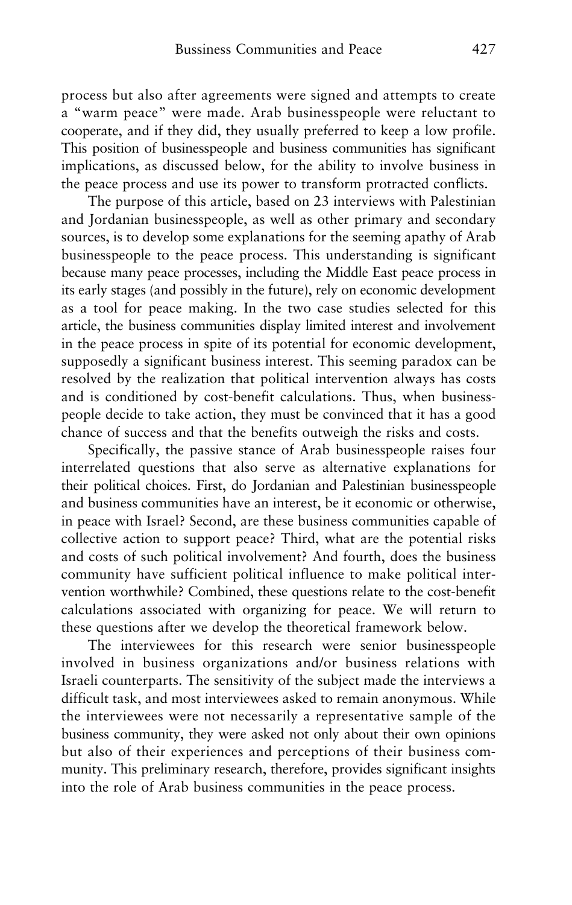process but also after agreements were signed and attempts to create a "warm peace" were made. Arab businesspeople were reluctant to cooperate, and if they did, they usually preferred to keep a low profile. This position of businesspeople and business communities has significant implications, as discussed below, for the ability to involve business in the peace process and use its power to transform protracted conflicts.

The purpose of this article, based on 23 interviews with Palestinian and Jordanian businesspeople, as well as other primary and secondary sources, is to develop some explanations for the seeming apathy of Arab businesspeople to the peace process. This understanding is significant because many peace processes, including the Middle East peace process in its early stages (and possibly in the future), rely on economic development as a tool for peace making. In the two case studies selected for this article, the business communities display limited interest and involvement in the peace process in spite of its potential for economic development, supposedly a significant business interest. This seeming paradox can be resolved by the realization that political intervention always has costs and is conditioned by cost-benefit calculations. Thus, when businesspeople decide to take action, they must be convinced that it has a good chance of success and that the benefits outweigh the risks and costs.

Specifically, the passive stance of Arab businesspeople raises four interrelated questions that also serve as alternative explanations for their political choices. First, do Jordanian and Palestinian businesspeople and business communities have an interest, be it economic or otherwise, in peace with Israel? Second, are these business communities capable of collective action to support peace? Third, what are the potential risks and costs of such political involvement? And fourth, does the business community have sufficient political influence to make political intervention worthwhile? Combined, these questions relate to the cost-benefit calculations associated with organizing for peace. We will return to these questions after we develop the theoretical framework below.

The interviewees for this research were senior businesspeople involved in business organizations and/or business relations with Israeli counterparts. The sensitivity of the subject made the interviews a difficult task, and most interviewees asked to remain anonymous. While the interviewees were not necessarily a representative sample of the business community, they were asked not only about their own opinions but also of their experiences and perceptions of their business community. This preliminary research, therefore, provides significant insights into the role of Arab business communities in the peace process.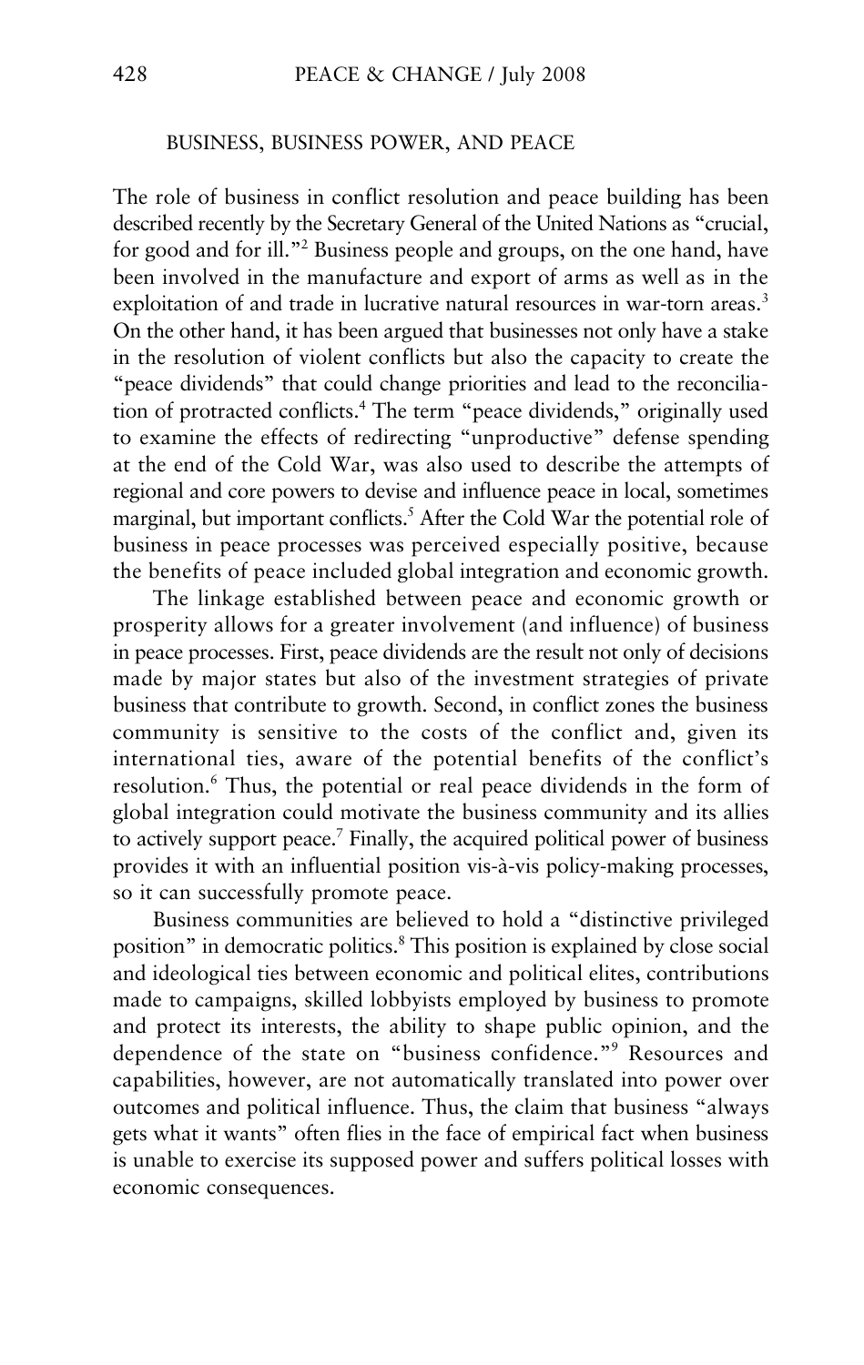## BUSINESS, BUSINESS POWER, AND PEACE

The role of business in conflict resolution and peace building has been described recently by the Secretary General of the United Nations as "crucial, for good and for ill."[2] Business people and groups, on the one hand, have been involved in the manufacture and export of arms as well as in the exploitation of and trade in lucrative natural resources in war-torn areas.[3] On the other hand, it has been argued that businesses not only have a stake in the resolution of violent conflicts but also the capacity to create the "peace dividends" that could change priorities and lead to the reconciliation of protracted conflicts.[4] The term "peace dividends," originally used to examine the effects of redirecting "unproductive" defense spending at the end of the Cold War, was also used to describe the attempts of regional and core powers to devise and influence peace in local, sometimes marginal, but important conflicts.[5] After the Cold War the potential role of business in peace processes was perceived especially positive, because the benefits of peace included global integration and economic growth.

The linkage established between peace and economic growth or prosperity allows for a greater involvement (and influence) of business in peace processes. First, peace dividends are the result not only of decisions made by major states but also of the investment strategies of private business that contribute to growth. Second, in conflict zones the business community is sensitive to the costs of the conflict and, given its international ties, aware of the potential benefits of the conflict's resolution.[6] Thus, the potential or real peace dividends in the form of global integration could motivate the business community and its allies to actively support peace.[7] Finally, the acquired political power of business provides it with an influential position vis-à-vis policy-making processes, so it can successfully promote peace.

Business communities are believed to hold a "distinctive privileged position" in democratic politics.[8] This position is explained by close social and ideological ties between economic and political elites, contributions made to campaigns, skilled lobbyists employed by business to promote and protect its interests, the ability to shape public opinion, and the dependence of the state on "business confidence."[9] Resources and capabilities, however, are not automatically translated into power over outcomes and political influence. Thus, the claim that business "always gets what it wants" often flies in the face of empirical fact when business is unable to exercise its supposed power and suffers political losses with economic consequences.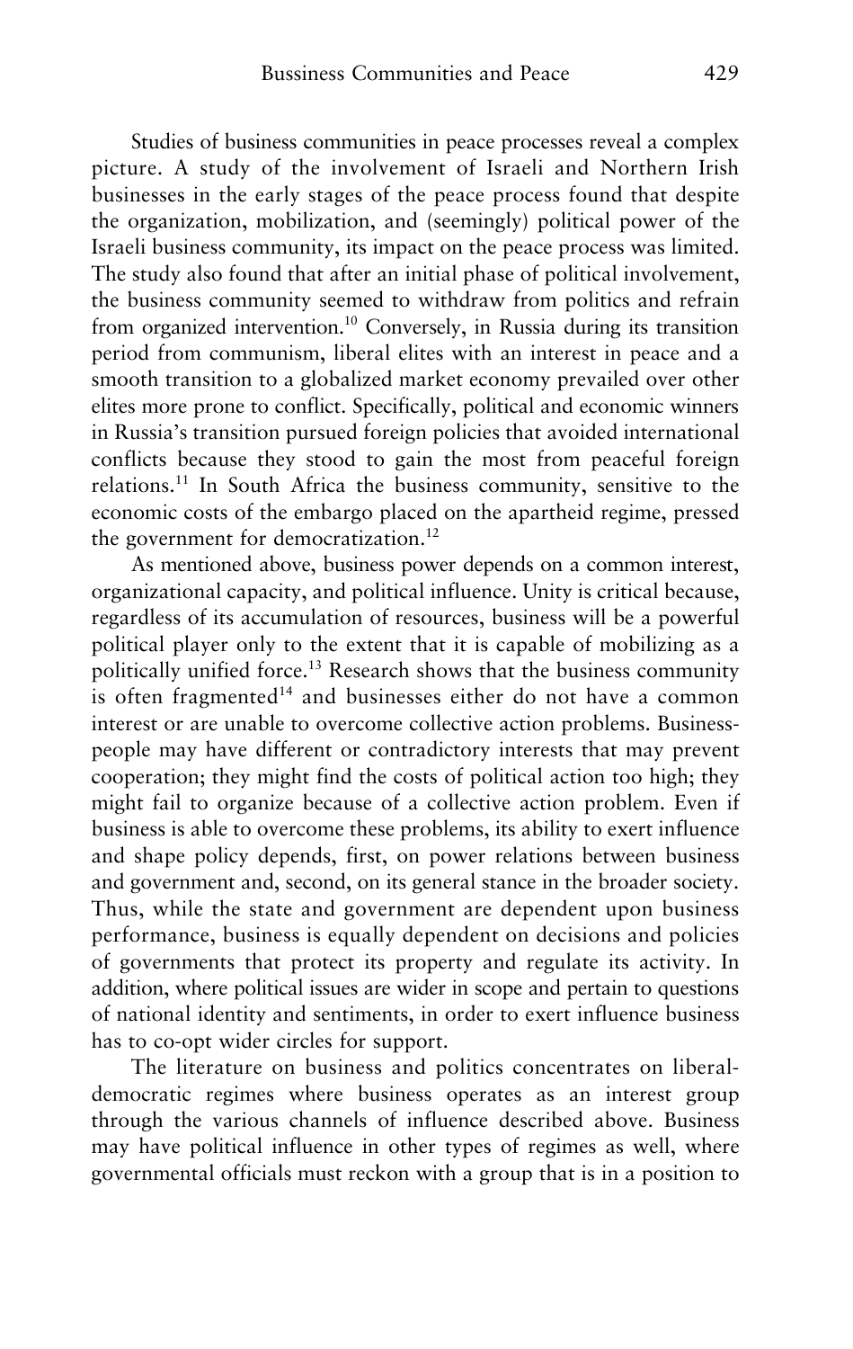Studies of business communities in peace processes reveal a complex picture. A study of the involvement of Israeli and Northern Irish businesses in the early stages of the peace process found that despite the organization, mobilization, and (seemingly) political power of the Israeli business community, its impact on the peace process was limited. The study also found that after an initial phase of political involvement, the business community seemed to withdraw from politics and refrain from organized intervention.[10] Conversely, in Russia during its transition period from communism, liberal elites with an interest in peace and a smooth transition to a globalized market economy prevailed over other elites more prone to conflict. Specifically, political and economic winners in Russia's transition pursued foreign policies that avoided international conflicts because they stood to gain the most from peaceful foreign relations.[11] In South Africa the business community, sensitive to the economic costs of the embargo placed on the apartheid regime, pressed the government for democratization.[12]

As mentioned above, business power depends on a common interest, organizational capacity, and political influence. Unity is critical because, regardless of its accumulation of resources, business will be a powerful political player only to the extent that it is capable of mobilizing as a politically unified force.[13] Research shows that the business community is often fragmented[14] and businesses either do not have a common interest or are unable to overcome collective action problems. Business-people may have different or contradictory interests that may prevent cooperation; they might find the costs of political action too high; they might fail to organize because of a collective action problem. Even if business is able to overcome these problems, its ability to exert influence and shape policy depends, first, on power relations between business and government and, second, on its general stance in the broader society. Thus, while the state and government are dependent upon business performance, business is equally dependent on decisions and policies of governments that protect its property and regulate its activity. In addition, where political issues are wider in scope and pertain to questions of national identity and sentiments, in order to exert influence business has to co-opt wider circles for support.

The literature on business and politics concentrates on liberal-democratic regimes where business operates as an interest group through the various channels of influence described above. Business may have political influence in other types of regimes as well, where governmental officials must reckon with a group that is in a position to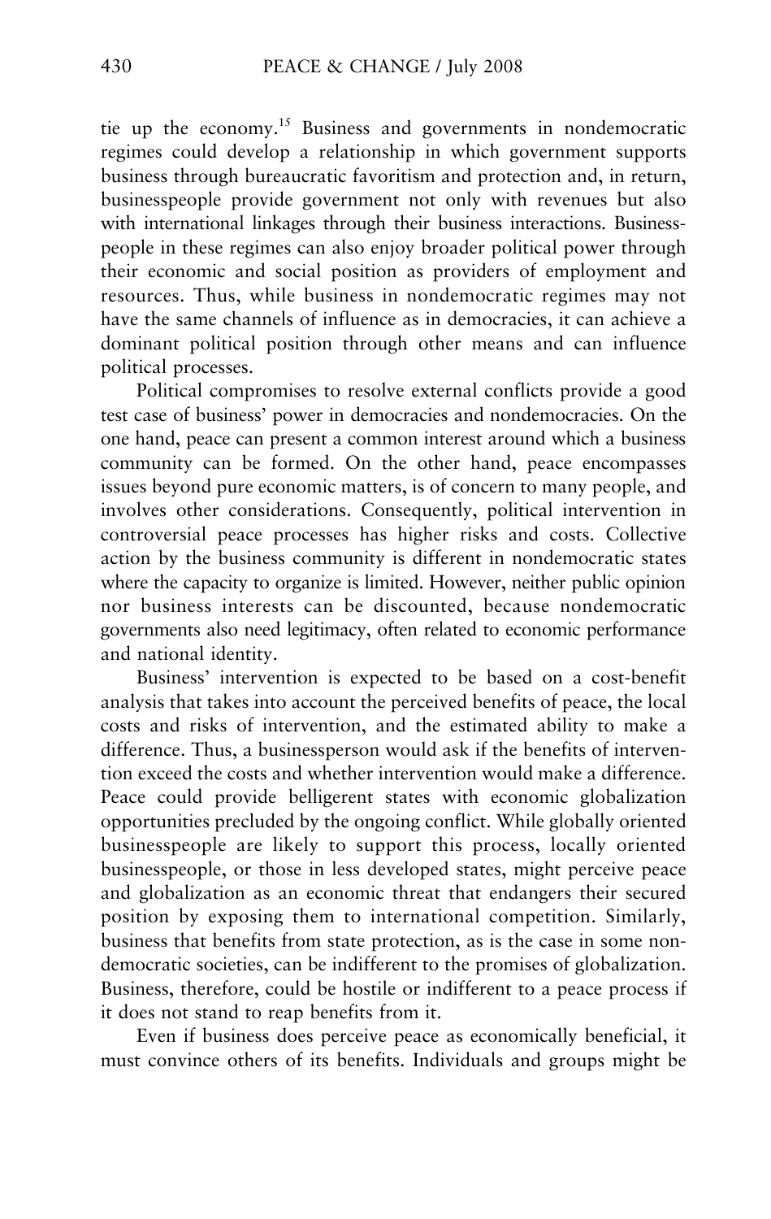tie up the economy.[15] Business and governments in nondemocratic regimes could develop a relationship in which government supports business through bureaucratic favoritism and protection and, in return, businesspeople provide government not only with revenues but also with international linkages through their business interactions. Businesspeople in these regimes can also enjoy broader political power through their economic and social position as providers of employment and resources. Thus, while business in nondemocratic regimes may not have the same channels of influence as in democracies, it can achieve a dominant political position through other means and can influence political processes.

Political compromises to resolve external conflicts provide a good test case of business' power in democracies and nondemocracies. On the one hand, peace can present a common interest around which a business community can be formed. On the other hand, peace encompasses issues beyond pure economic matters, is of concern to many people, and involves other considerations. Consequently, political intervention in controversial peace processes has higher risks and costs. Collective action by the business community is different in nondemocratic states where the capacity to organize is limited. However, neither public opinion nor business interests can be discounted, because nondemocratic governments also need legitimacy, often related to economic performance and national identity.

Business' intervention is expected to be based on a cost-benefit analysis that takes into account the perceived benefits of peace, the local costs and risks of intervention, and the estimated ability to make a difference. Thus, a businessperson would ask if the benefits of intervention exceed the costs and whether intervention would make a difference. Peace could provide belligerent states with economic globalization opportunities precluded by the ongoing conflict. While globally oriented businesspeople are likely to support this process, locally oriented businesspeople, or those in less developed states, might perceive peace and globalization as an economic threat that endangers their secured position by exposing them to international competition. Similarly, business that benefits from state protection, as is the case in some nondemocratic societies, can be indifferent to the promises of globalization. Business, therefore, could be hostile or indifferent to a peace process if it does not stand to reap benefits from it.

Even if business does perceive peace as economically beneficial, it must convince others of its benefits. Individuals and groups might be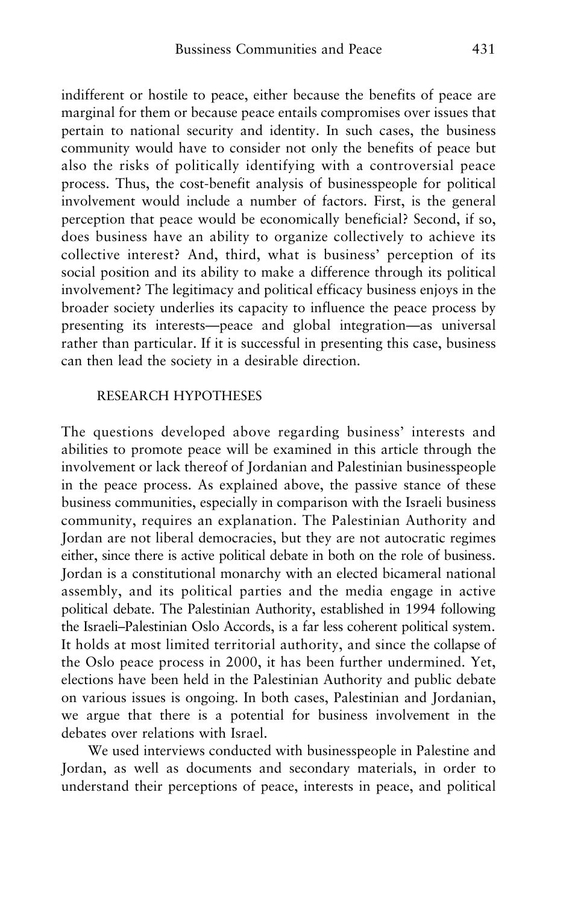indifferent or hostile to peace, either because the benefits of peace are marginal for them or because peace entails compromises over issues that pertain to national security and identity. In such cases, the business community would have to consider not only the benefits of peace but also the risks of politically identifying with a controversial peace process. Thus, the cost-benefit analysis of businesspeople for political involvement would include a number of factors. First, is the general perception that peace would be economically beneficial? Second, if so, does business have an ability to organize collectively to achieve its collective interest? And, third, what is business' perception of its social position and its ability to make a difference through its political involvement? The legitimacy and political efficacy business enjoys in the broader society underlies its capacity to influence the peace process by presenting its interests—peace and global integration—as universal rather than particular. If it is successful in presenting this case, business can then lead the society in a desirable direction.

## RESEARCH HYPOTHESES

The questions developed above regarding business' interests and abilities to promote peace will be examined in this article through the involvement or lack thereof of Jordanian and Palestinian businesspeople in the peace process. As explained above, the passive stance of these business communities, especially in comparison with the Israeli business community, requires an explanation. The Palestinian Authority and Jordan are not liberal democracies, but they are not autocratic regimes either, since there is active political debate in both on the role of business. Jordan is a constitutional monarchy with an elected bicameral national assembly, and its political parties and the media engage in active political debate. The Palestinian Authority, established in 1994 following the Israeli–Palestinian Oslo Accords, is a far less coherent political system. It holds at most limited territorial authority, and since the collapse of the Oslo peace process in 2000, it has been further undermined. Yet, elections have been held in the Palestinian Authority and public debate on various issues is ongoing. In both cases, Palestinian and Jordanian, we argue that there is a potential for business involvement in the debates over relations with Israel.

We used interviews conducted with businesspeople in Palestine and Jordan, as well as documents and secondary materials, in order to understand their perceptions of peace, interests in peace, and political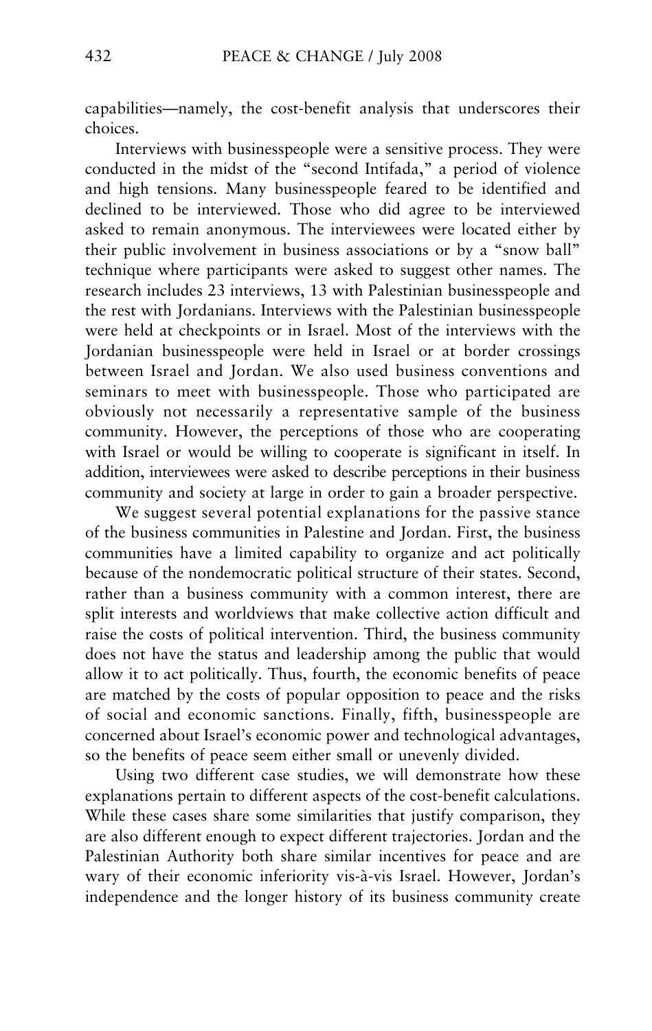capabilities—namely, the cost-benefit analysis that underscores their choices.

Interviews with businesspeople were a sensitive process. They were conducted in the midst of the "second Intifada," a period of violence and high tensions. Many businesspeople feared to be identified and declined to be interviewed. Those who did agree to be interviewed asked to remain anonymous. The interviewees were located either by their public involvement in business associations or by a "snow ball" technique where participants were asked to suggest other names. The research includes 23 interviews, 13 with Palestinian businesspeople and the rest with Jordanians. Interviews with the Palestinian businesspeople were held at checkpoints or in Israel. Most of the interviews with the Jordanian businesspeople were held in Israel or at border crossings between Israel and Jordan. We also used business conventions and seminars to meet with businesspeople. Those who participated are obviously not necessarily a representative sample of the business community. However, the perceptions of those who are cooperating with Israel or would be willing to cooperate is significant in itself. In addition, interviewees were asked to describe perceptions in their business community and society at large in order to gain a broader perspective.

We suggest several potential explanations for the passive stance of the business communities in Palestine and Jordan. First, the business communities have a limited capability to organize and act politically because of the nondemocratic political structure of their states. Second, rather than a business community with a common interest, there are split interests and worldviews that make collective action difficult and raise the costs of political intervention. Third, the business community does not have the status and leadership among the public that would allow it to act politically. Thus, fourth, the economic benefits of peace are matched by the costs of popular opposition to peace and the risks of social and economic sanctions. Finally, fifth, businesspeople are concerned about Israel's economic power and technological advantages, so the benefits of peace seem either small or unevenly divided.

Using two different case studies, we will demonstrate how these explanations pertain to different aspects of the cost-benefit calculations. While these cases share some similarities that justify comparison, they are also different enough to expect different trajectories. Jordan and the Palestinian Authority both share similar incentives for peace and are wary of their economic inferiority vis-à-vis Israel. However, Jordan's independence and the longer history of its business community create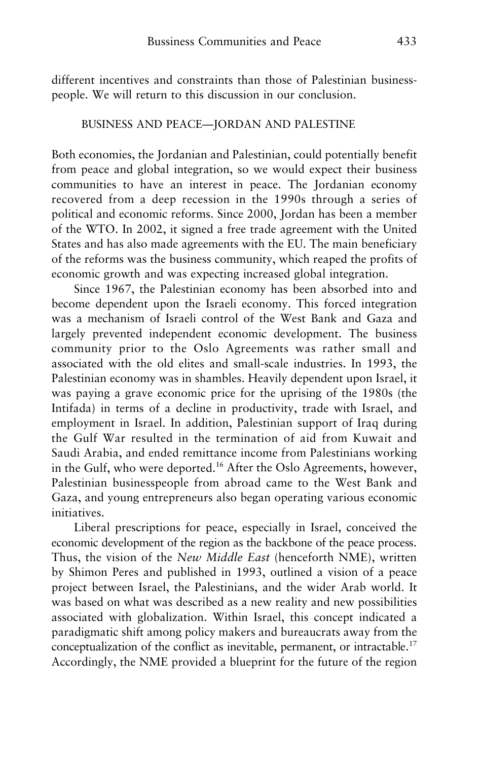different incentives and constraints than those of Palestinian businesspeople. We will return to this discussion in our conclusion.

## BUSINESS AND PEACE—JORDAN AND PALESTINE

Both economies, the Jordanian and Palestinian, could potentially benefit from peace and global integration, so we would expect their business communities to have an interest in peace. The Jordanian economy recovered from a deep recession in the 1990s through a series of political and economic reforms. Since 2000, Jordan has been a member of the WTO. In 2002, it signed a free trade agreement with the United States and has also made agreements with the EU. The main beneficiary of the reforms was the business community, which reaped the profits of economic growth and was expecting increased global integration.

Since 1967, the Palestinian economy has been absorbed into and become dependent upon the Israeli economy. This forced integration was a mechanism of Israeli control of the West Bank and Gaza and largely prevented independent economic development. The business community prior to the Oslo Agreements was rather small and associated with the old elites and small-scale industries. In 1993, the Palestinian economy was in shambles. Heavily dependent upon Israel, it was paying a grave economic price for the uprising of the 1980s (the Intifada) in terms of a decline in productivity, trade with Israel, and employment in Israel. In addition, Palestinian support of Iraq during the Gulf War resulted in the termination of aid from Kuwait and Saudi Arabia, and ended remittance income from Palestinians working in the Gulf, who were deported.[16] After the Oslo Agreements, however, Palestinian businesspeople from abroad came to the West Bank and Gaza, and young entrepreneurs also began operating various economic initiatives.

Liberal prescriptions for peace, especially in Israel, conceived the economic development of the region as the backbone of the peace process. Thus, the vision of the *New Middle East* (henceforth NME), written by Shimon Peres and published in 1993, outlined a vision of a peace project between Israel, the Palestinians, and the wider Arab world. It was based on what was described as a new reality and new possibilities associated with globalization. Within Israel, this concept indicated a paradigmatic shift among policy makers and bureaucrats away from the conceptualization of the conflict as inevitable, permanent, or intractable.[17] Accordingly, the NME provided a blueprint for the future of the region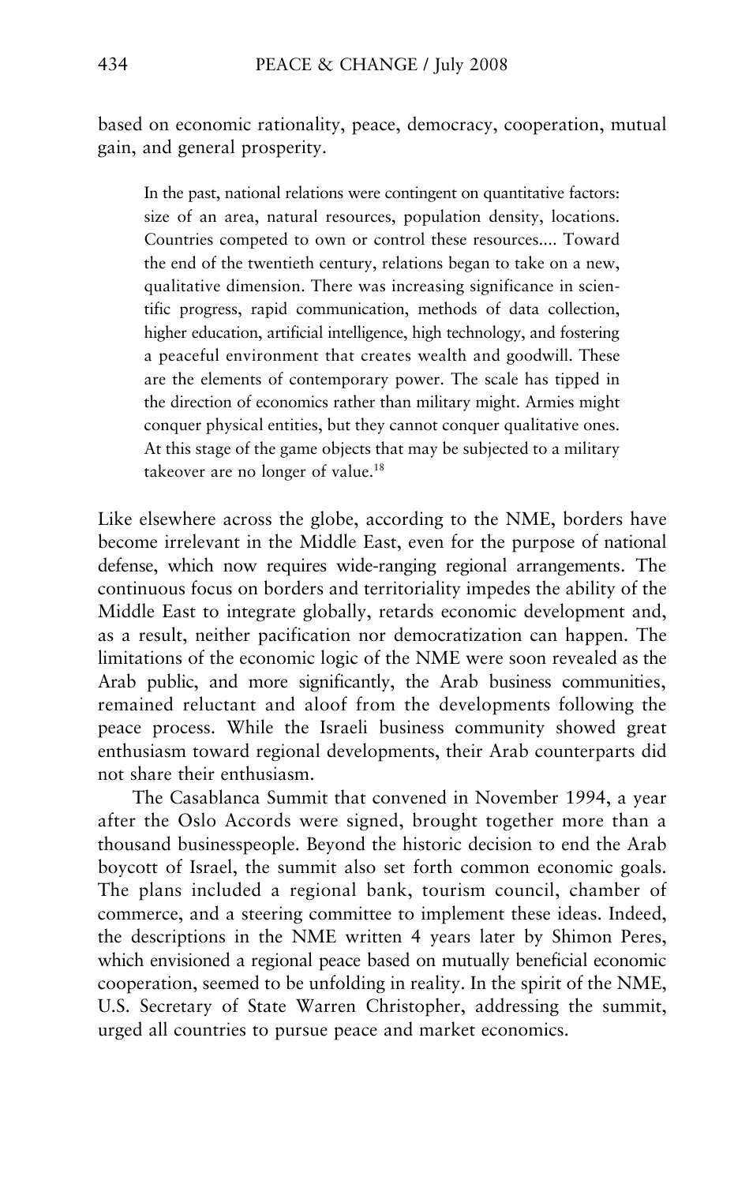based on economic rationality, peace, democracy, cooperation, mutual gain, and general prosperity.

> In the past, national relations were contingent on quantitative factors: size of an area, natural resources, population density, locations. Countries competed to own or control these resources.... Toward the end of the twentieth century, relations began to take on a new, qualitative dimension. There was increasing significance in scientific progress, rapid communication, methods of data collection, higher education, artificial intelligence, high technology, and fostering a peaceful environment that creates wealth and goodwill. These are the elements of contemporary power. The scale has tipped in the direction of economics rather than military might. Armies might conquer physical entities, but they cannot conquer qualitative ones. At this stage of the game objects that may be subjected to a military takeover are no longer of value.[18]

Like elsewhere across the globe, according to the NME, borders have become irrelevant in the Middle East, even for the purpose of national defense, which now requires wide-ranging regional arrangements. The continuous focus on borders and territoriality impedes the ability of the Middle East to integrate globally, retards economic development and, as a result, neither pacification nor democratization can happen. The limitations of the economic logic of the NME were soon revealed as the Arab public, and more significantly, the Arab business communities, remained reluctant and aloof from the developments following the peace process. While the Israeli business community showed great enthusiasm toward regional developments, their Arab counterparts did not share their enthusiasm.

The Casablanca Summit that convened in November 1994, a year after the Oslo Accords were signed, brought together more than a thousand businesspeople. Beyond the historic decision to end the Arab boycott of Israel, the summit also set forth common economic goals. The plans included a regional bank, tourism council, chamber of commerce, and a steering committee to implement these ideas. Indeed, the descriptions in the NME written 4 years later by Shimon Peres, which envisioned a regional peace based on mutually beneficial economic cooperation, seemed to be unfolding in reality. In the spirit of the NME, U.S. Secretary of State Warren Christopher, addressing the summit, urged all countries to pursue peace and market economics.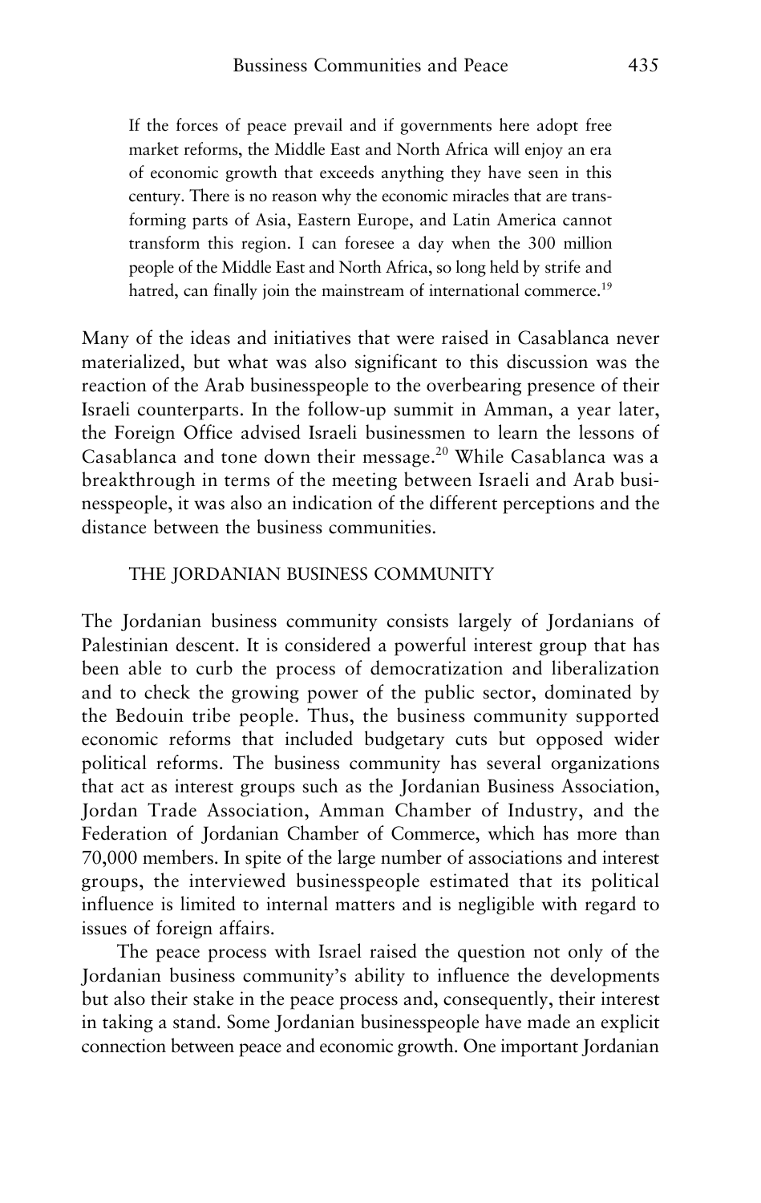> If the forces of peace prevail and if governments here adopt free market reforms, the Middle East and North Africa will enjoy an era of economic growth that exceeds anything they have seen in this century. There is no reason why the economic miracles that are transforming parts of Asia, Eastern Europe, and Latin America cannot transform this region. I can foresee a day when the 300 million people of the Middle East and North Africa, so long held by strife and hatred, can finally join the mainstream of international commerce.[19]

Many of the ideas and initiatives that were raised in Casablanca never materialized, but what was also significant to this discussion was the reaction of the Arab businesspeople to the overbearing presence of their Israeli counterparts. In the follow-up summit in Amman, a year later, the Foreign Office advised Israeli businessmen to learn the lessons of Casablanca and tone down their message.[20] While Casablanca was a breakthrough in terms of the meeting between Israeli and Arab businesspeople, it was also an indication of the different perceptions and the distance between the business communities.

## THE JORDANIAN BUSINESS COMMUNITY

The Jordanian business community consists largely of Jordanians of Palestinian descent. It is considered a powerful interest group that has been able to curb the process of democratization and liberalization and to check the growing power of the public sector, dominated by the Bedouin tribe people. Thus, the business community supported economic reforms that included budgetary cuts but opposed wider political reforms. The business community has several organizations that act as interest groups such as the Jordanian Business Association, Jordan Trade Association, Amman Chamber of Industry, and the Federation of Jordanian Chamber of Commerce, which has more than 70,000 members. In spite of the large number of associations and interest groups, the interviewed businesspeople estimated that its political influence is limited to internal matters and is negligible with regard to issues of foreign affairs.

The peace process with Israel raised the question not only of the Jordanian business community's ability to influence the developments but also their stake in the peace process and, consequently, their interest in taking a stand. Some Jordanian businesspeople have made an explicit connection between peace and economic growth. One important Jordanian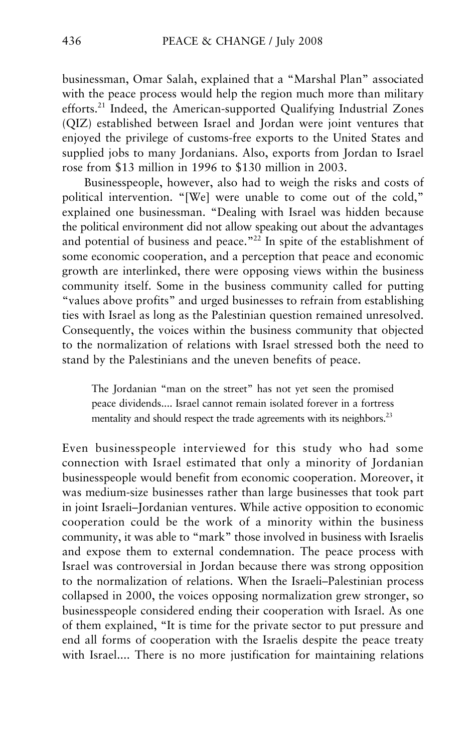businessman, Omar Salah, explained that a "Marshal Plan" associated with the peace process would help the region much more than military efforts.[21] Indeed, the American-supported Qualifying Industrial Zones (QIZ) established between Israel and Jordan were joint ventures that enjoyed the privilege of customs-free exports to the United States and supplied jobs to many Jordanians. Also, exports from Jordan to Israel rose from $13 million in 1996 to $130 million in 2003.

Businesspeople, however, also had to weigh the risks and costs of political intervention. "[We] were unable to come out of the cold," explained one businessman. "Dealing with Israel was hidden because the political environment did not allow speaking out about the advantages and potential of business and peace."[22] In spite of the establishment of some economic cooperation, and a perception that peace and economic growth are interlinked, there were opposing views within the business community itself. Some in the business community called for putting "values above profits" and urged businesses to refrain from establishing ties with Israel as long as the Palestinian question remained unresolved. Consequently, the voices within the business community that objected to the normalization of relations with Israel stressed both the need to stand by the Palestinians and the uneven benefits of peace.

> The Jordanian "man on the street" has not yet seen the promised peace dividends.... Israel cannot remain isolated forever in a fortress mentality and should respect the trade agreements with its neighbors.[23]

Even businesspeople interviewed for this study who had some connection with Israel estimated that only a minority of Jordanian businesspeople would benefit from economic cooperation. Moreover, it was medium-size businesses rather than large businesses that took part in joint Israeli–Jordanian ventures. While active opposition to economic cooperation could be the work of a minority within the business community, it was able to "mark" those involved in business with Israelis and expose them to external condemnation. The peace process with Israel was controversial in Jordan because there was strong opposition to the normalization of relations. When the Israeli–Palestinian process collapsed in 2000, the voices opposing normalization grew stronger, so businesspeople considered ending their cooperation with Israel. As one of them explained, "It is time for the private sector to put pressure and end all forms of cooperation with the Israelis despite the peace treaty with Israel.... There is no more justification for maintaining relations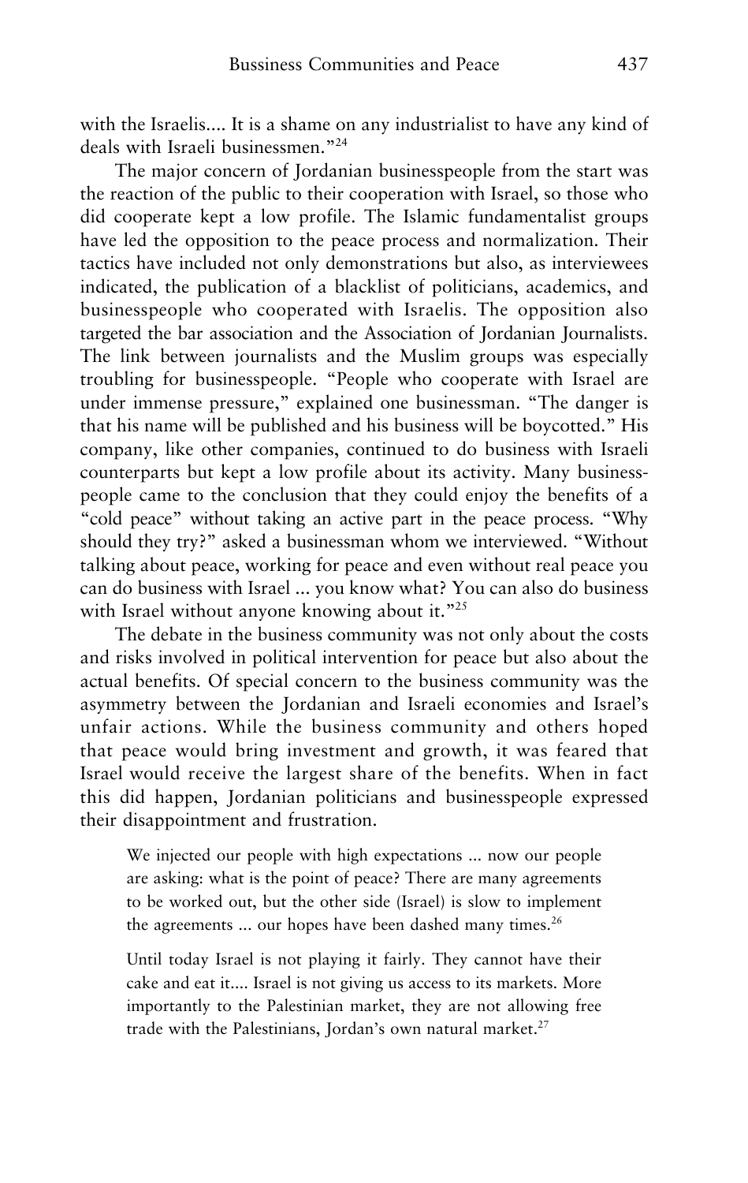with the Israelis.... It is a shame on any industrialist to have any kind of deals with Israeli businessmen."[24]

The major concern of Jordanian businesspeople from the start was the reaction of the public to their cooperation with Israel, so those who did cooperate kept a low profile. The Islamic fundamentalist groups have led the opposition to the peace process and normalization. Their tactics have included not only demonstrations but also, as interviewees indicated, the publication of a blacklist of politicians, academics, and businesspeople who cooperated with Israelis. The opposition also targeted the bar association and the Association of Jordanian Journalists. The link between journalists and the Muslim groups was especially troubling for businesspeople. "People who cooperate with Israel are under immense pressure," explained one businessman. "The danger is that his name will be published and his business will be boycotted." His company, like other companies, continued to do business with Israeli counterparts but kept a low profile about its activity. Many businesspeople came to the conclusion that they could enjoy the benefits of a "cold peace" without taking an active part in the peace process. "Why should they try?" asked a businessman whom we interviewed. "Without talking about peace, working for peace and even without real peace you can do business with Israel ... you know what? You can also do business with Israel without anyone knowing about it."[25]

The debate in the business community was not only about the costs and risks involved in political intervention for peace but also about the actual benefits. Of special concern to the business community was the asymmetry between the Jordanian and Israeli economies and Israel's unfair actions. While the business community and others hoped that peace would bring investment and growth, it was feared that Israel would receive the largest share of the benefits. When in fact this did happen, Jordanian politicians and businesspeople expressed their disappointment and frustration.

> We injected our people with high expectations ... now our people are asking: what is the point of peace? There are many agreements to be worked out, but the other side (Israel) is slow to implement the agreements ... our hopes have been dashed many times.[26]

> Until today Israel is not playing it fairly. They cannot have their cake and eat it.... Israel is not giving us access to its markets. More importantly to the Palestinian market, they are not allowing free trade with the Palestinians, Jordan's own natural market.[27]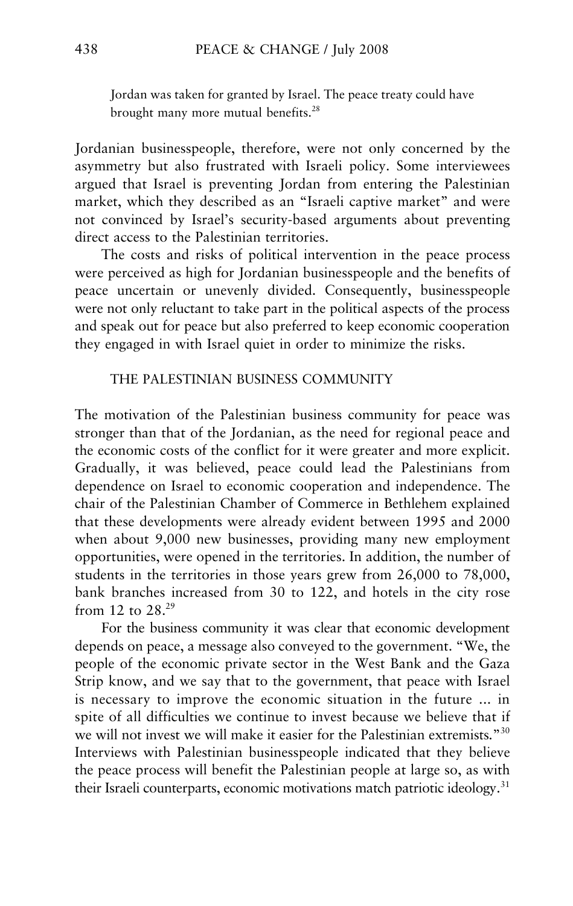> Jordan was taken for granted by Israel. The peace treaty could have brought many more mutual benefits.[28]

Jordanian businesspeople, therefore, were not only concerned by the asymmetry but also frustrated with Israeli policy. Some interviewees argued that Israel is preventing Jordan from entering the Palestinian market, which they described as an "Israeli captive market" and were not convinced by Israel's security-based arguments about preventing direct access to the Palestinian territories.

The costs and risks of political intervention in the peace process were perceived as high for Jordanian businesspeople and the benefits of peace uncertain or unevenly divided. Consequently, businesspeople were not only reluctant to take part in the political aspects of the process and speak out for peace but also preferred to keep economic cooperation they engaged in with Israel quiet in order to minimize the risks.

## THE PALESTINIAN BUSINESS COMMUNITY

The motivation of the Palestinian business community for peace was stronger than that of the Jordanian, as the need for regional peace and the economic costs of the conflict for it were greater and more explicit. Gradually, it was believed, peace could lead the Palestinians from dependence on Israel to economic cooperation and independence. The chair of the Palestinian Chamber of Commerce in Bethlehem explained that these developments were already evident between 1995 and 2000 when about 9,000 new businesses, providing many new employment opportunities, were opened in the territories. In addition, the number of students in the territories in those years grew from 26,000 to 78,000, bank branches increased from 30 to 122, and hotels in the city rose from 12 to 28.[29]

For the business community it was clear that economic development depends on peace, a message also conveyed to the government. "We, the people of the economic private sector in the West Bank and the Gaza Strip know, and we say that to the government, that peace with Israel is necessary to improve the economic situation in the future ... in spite of all difficulties we continue to invest because we believe that if we will not invest we will make it easier for the Palestinian extremists."[30] Interviews with Palestinian businesspeople indicated that they believe the peace process will benefit the Palestinian people at large so, as with their Israeli counterparts, economic motivations match patriotic ideology.[31]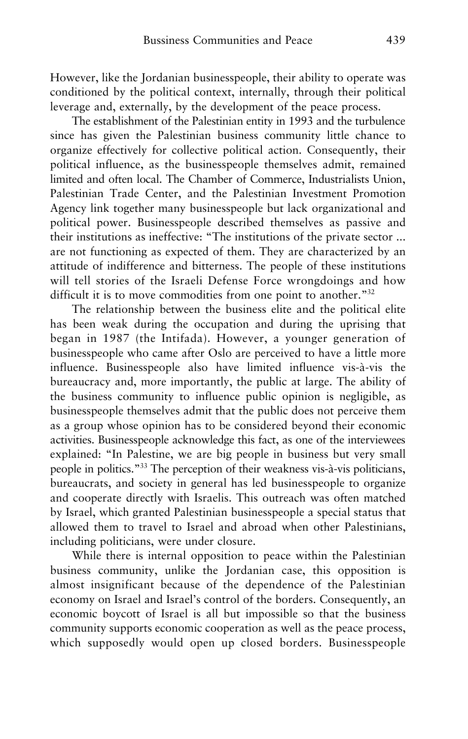However, like the Jordanian businesspeople, their ability to operate was conditioned by the political context, internally, through their political leverage and, externally, by the development of the peace process.

The establishment of the Palestinian entity in 1993 and the turbulence since has given the Palestinian business community little chance to organize effectively for collective political action. Consequently, their political influence, as the businesspeople themselves admit, remained limited and often local. The Chamber of Commerce, Industrialists Union, Palestinian Trade Center, and the Palestinian Investment Promotion Agency link together many businesspeople but lack organizational and political power. Businesspeople described themselves as passive and their institutions as ineffective: "The institutions of the private sector ... are not functioning as expected of them. They are characterized by an attitude of indifference and bitterness. The people of these institutions will tell stories of the Israeli Defense Force wrongdoings and how difficult it is to move commodities from one point to another."[32]

The relationship between the business elite and the political elite has been weak during the occupation and during the uprising that began in 1987 (the Intifada). However, a younger generation of businesspeople who came after Oslo are perceived to have a little more influence. Businesspeople also have limited influence vis-à-vis the bureaucracy and, more importantly, the public at large. The ability of the business community to influence public opinion is negligible, as businesspeople themselves admit that the public does not perceive them as a group whose opinion has to be considered beyond their economic activities. Businesspeople acknowledge this fact, as one of the interviewees explained: "In Palestine, we are big people in business but very small people in politics."[33] The perception of their weakness vis-à-vis politicians, bureaucrats, and society in general has led businesspeople to organize and cooperate directly with Israelis. This outreach was often matched by Israel, which granted Palestinian businesspeople a special status that allowed them to travel to Israel and abroad when other Palestinians, including politicians, were under closure.

While there is internal opposition to peace within the Palestinian business community, unlike the Jordanian case, this opposition is almost insignificant because of the dependence of the Palestinian economy on Israel and Israel's control of the borders. Consequently, an economic boycott of Israel is all but impossible so that the business community supports economic cooperation as well as the peace process, which supposedly would open up closed borders. Businesspeople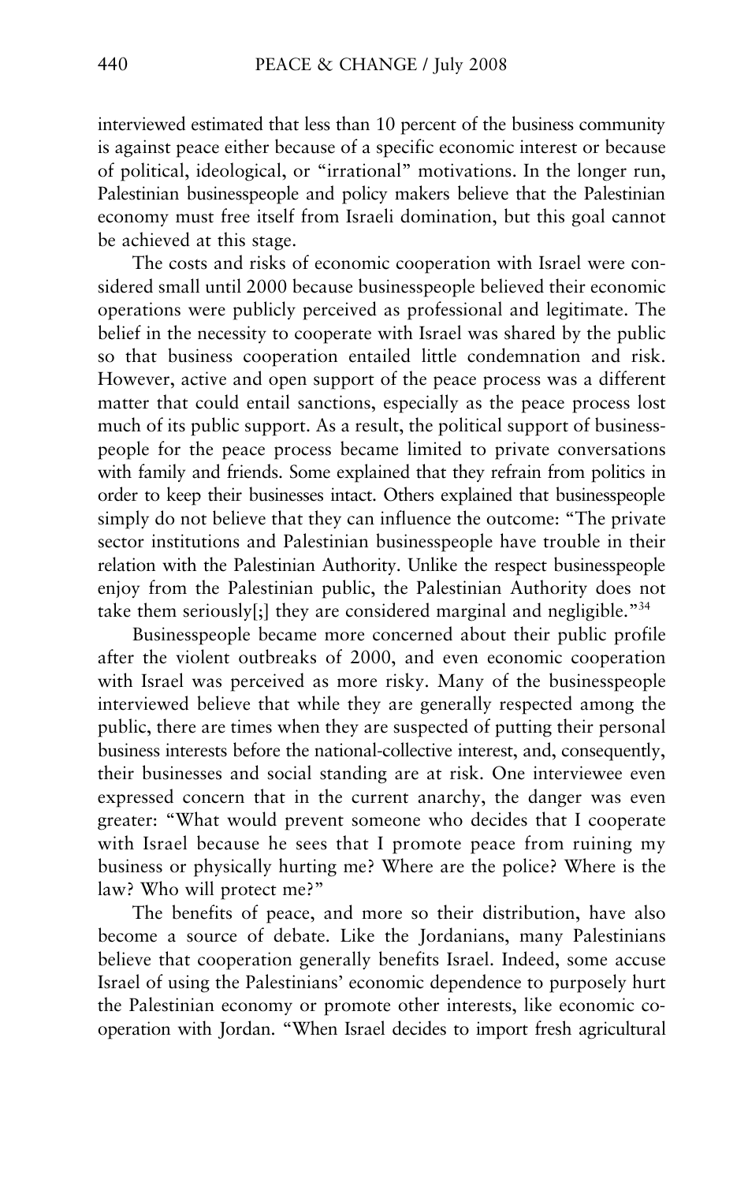interviewed estimated that less than 10 percent of the business community is against peace either because of a specific economic interest or because of political, ideological, or "irrational" motivations. In the longer run, Palestinian businesspeople and policy makers believe that the Palestinian economy must free itself from Israeli domination, but this goal cannot be achieved at this stage.

The costs and risks of economic cooperation with Israel were considered small until 2000 because businesspeople believed their economic operations were publicly perceived as professional and legitimate. The belief in the necessity to cooperate with Israel was shared by the public so that business cooperation entailed little condemnation and risk. However, active and open support of the peace process was a different matter that could entail sanctions, especially as the peace process lost much of its public support. As a result, the political support of businesspeople for the peace process became limited to private conversations with family and friends. Some explained that they refrain from politics in order to keep their businesses intact. Others explained that businesspeople simply do not believe that they can influence the outcome: "The private sector institutions and Palestinian businesspeople have trouble in their relation with the Palestinian Authority. Unlike the respect businesspeople enjoy from the Palestinian public, the Palestinian Authority does not take them seriously[;] they are considered marginal and negligible."[34]

Businesspeople became more concerned about their public profile after the violent outbreaks of 2000, and even economic cooperation with Israel was perceived as more risky. Many of the businesspeople interviewed believe that while they are generally respected among the public, there are times when they are suspected of putting their personal business interests before the national-collective interest, and, consequently, their businesses and social standing are at risk. One interviewee even expressed concern that in the current anarchy, the danger was even greater: "What would prevent someone who decides that I cooperate with Israel because he sees that I promote peace from ruining my business or physically hurting me? Where are the police? Where is the law? Who will protect me?"

The benefits of peace, and more so their distribution, have also become a source of debate. Like the Jordanians, many Palestinians believe that cooperation generally benefits Israel. Indeed, some accuse Israel of using the Palestinians' economic dependence to purposely hurt the Palestinian economy or promote other interests, like economic cooperation with Jordan. "When Israel decides to import fresh agricultural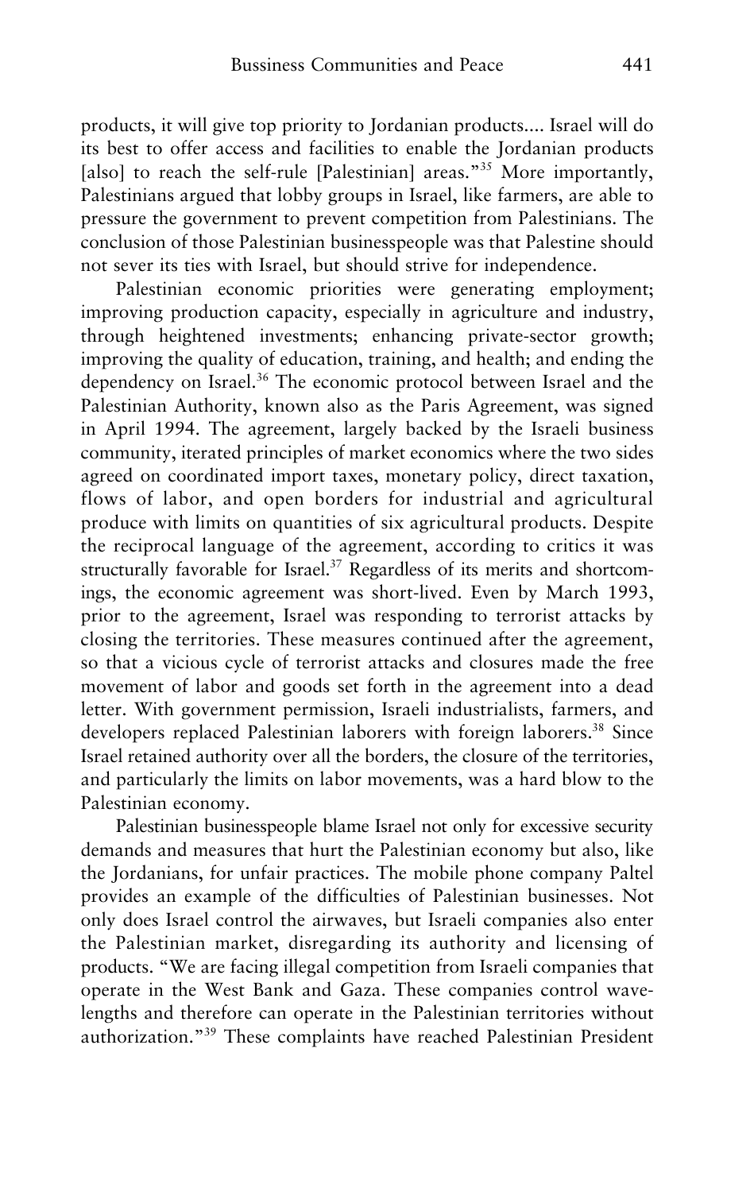products, it will give top priority to Jordanian products.... Israel will do its best to offer access and facilities to enable the Jordanian products [also] to reach the self-rule [Palestinian] areas."[35] More importantly, Palestinians argued that lobby groups in Israel, like farmers, are able to pressure the government to prevent competition from Palestinians. The conclusion of those Palestinian businesspeople was that Palestine should not sever its ties with Israel, but should strive for independence.

Palestinian economic priorities were generating employment; improving production capacity, especially in agriculture and industry, through heightened investments; enhancing private-sector growth; improving the quality of education, training, and health; and ending the dependency on Israel.[36] The economic protocol between Israel and the Palestinian Authority, known also as the Paris Agreement, was signed in April 1994. The agreement, largely backed by the Israeli business community, iterated principles of market economics where the two sides agreed on coordinated import taxes, monetary policy, direct taxation, flows of labor, and open borders for industrial and agricultural produce with limits on quantities of six agricultural products. Despite the reciprocal language of the agreement, according to critics it was structurally favorable for Israel.[37] Regardless of its merits and shortcomings, the economic agreement was short-lived. Even by March 1993, prior to the agreement, Israel was responding to terrorist attacks by closing the territories. These measures continued after the agreement, so that a vicious cycle of terrorist attacks and closures made the free movement of labor and goods set forth in the agreement into a dead letter. With government permission, Israeli industrialists, farmers, and developers replaced Palestinian laborers with foreign laborers.[38] Since Israel retained authority over all the borders, the closure of the territories, and particularly the limits on labor movements, was a hard blow to the Palestinian economy.

Palestinian businesspeople blame Israel not only for excessive security demands and measures that hurt the Palestinian economy but also, like the Jordanians, for unfair practices. The mobile phone company Paltel provides an example of the difficulties of Palestinian businesses. Not only does Israel control the airwaves, but Israeli companies also enter the Palestinian market, disregarding its authority and licensing of products. "We are facing illegal competition from Israeli companies that operate in the West Bank and Gaza. These companies control wavelengths and therefore can operate in the Palestinian territories without authorization."[39] These complaints have reached Palestinian President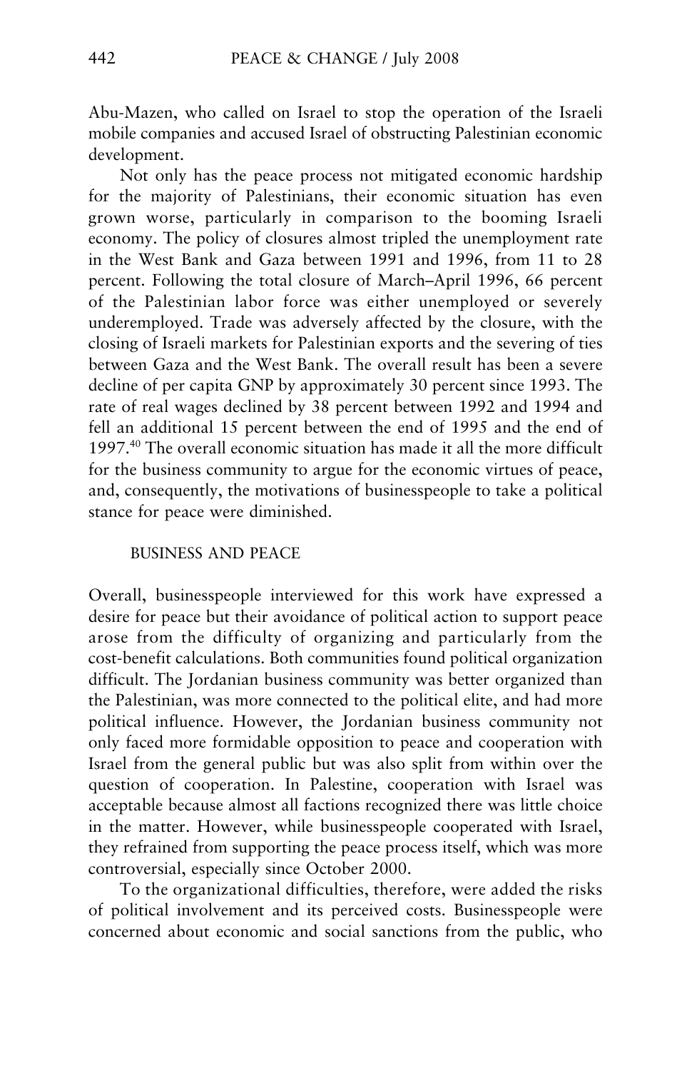Abu-Mazen, who called on Israel to stop the operation of the Israeli mobile companies and accused Israel of obstructing Palestinian economic development.

Not only has the peace process not mitigated economic hardship for the majority of Palestinians, their economic situation has even grown worse, particularly in comparison to the booming Israeli economy. The policy of closures almost tripled the unemployment rate in the West Bank and Gaza between 1991 and 1996, from 11 to 28 percent. Following the total closure of March–April 1996, 66 percent of the Palestinian labor force was either unemployed or severely underemployed. Trade was adversely affected by the closure, with the closing of Israeli markets for Palestinian exports and the severing of ties between Gaza and the West Bank. The overall result has been a severe decline of per capita GNP by approximately 30 percent since 1993. The rate of real wages declined by 38 percent between 1992 and 1994 and fell an additional 15 percent between the end of 1995 and the end of 1997.[40] The overall economic situation has made it all the more difficult for the business community to argue for the economic virtues of peace, and, consequently, the motivations of businesspeople to take a political stance for peace were diminished.

## BUSINESS AND PEACE

Overall, businesspeople interviewed for this work have expressed a desire for peace but their avoidance of political action to support peace arose from the difficulty of organizing and particularly from the cost-benefit calculations. Both communities found political organization difficult. The Jordanian business community was better organized than the Palestinian, was more connected to the political elite, and had more political influence. However, the Jordanian business community not only faced more formidable opposition to peace and cooperation with Israel from the general public but was also split from within over the question of cooperation. In Palestine, cooperation with Israel was acceptable because almost all factions recognized there was little choice in the matter. However, while businesspeople cooperated with Israel, they refrained from supporting the peace process itself, which was more controversial, especially since October 2000.

To the organizational difficulties, therefore, were added the risks of political involvement and its perceived costs. Businesspeople were concerned about economic and social sanctions from the public, who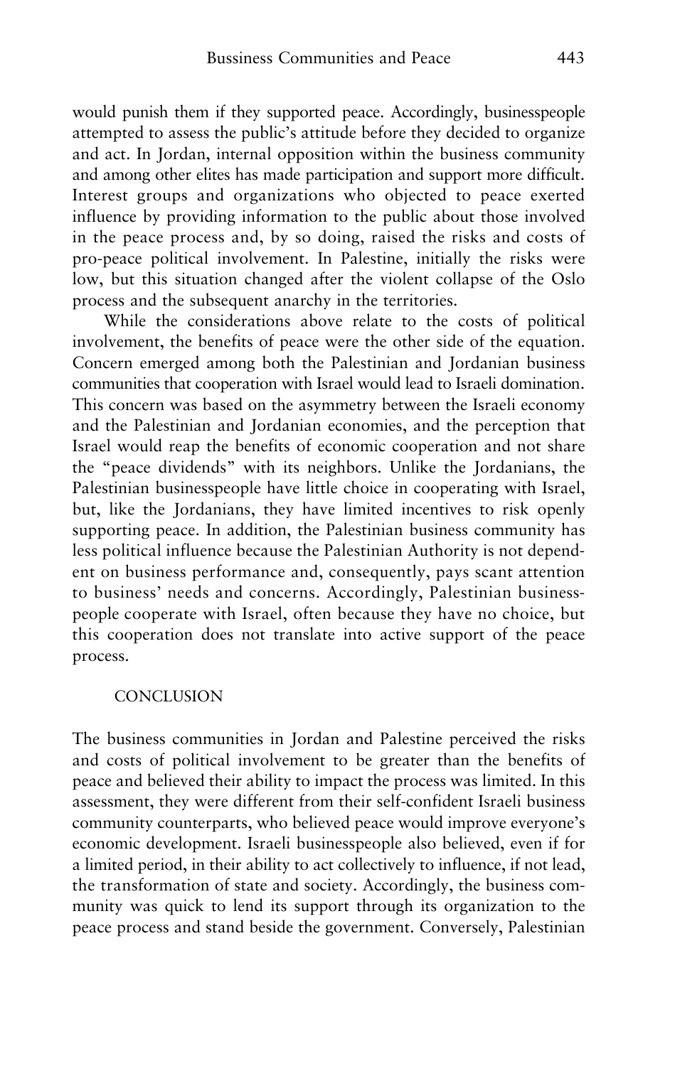would punish them if they supported peace. Accordingly, businesspeople attempted to assess the public's attitude before they decided to organize and act. In Jordan, internal opposition within the business community and among other elites has made participation and support more difficult. Interest groups and organizations who objected to peace exerted influence by providing information to the public about those involved in the peace process and, by so doing, raised the risks and costs of pro-peace political involvement. In Palestine, initially the risks were low, but this situation changed after the violent collapse of the Oslo process and the subsequent anarchy in the territories.

While the considerations above relate to the costs of political involvement, the benefits of peace were the other side of the equation. Concern emerged among both the Palestinian and Jordanian business communities that cooperation with Israel would lead to Israeli domination. This concern was based on the asymmetry between the Israeli economy and the Palestinian and Jordanian economies, and the perception that Israel would reap the benefits of economic cooperation and not share the "peace dividends" with its neighbors. Unlike the Jordanians, the Palestinian businesspeople have little choice in cooperating with Israel, but, like the Jordanians, they have limited incentives to risk openly supporting peace. In addition, the Palestinian business community has less political influence because the Palestinian Authority is not dependent on business performance and, consequently, pays scant attention to business' needs and concerns. Accordingly, Palestinian businesspeople cooperate with Israel, often because they have no choice, but this cooperation does not translate into active support of the peace process.

## CONCLUSION

The business communities in Jordan and Palestine perceived the risks and costs of political involvement to be greater than the benefits of peace and believed their ability to impact the process was limited. In this assessment, they were different from their self-confident Israeli business community counterparts, who believed peace would improve everyone's economic development. Israeli businesspeople also believed, even if for a limited period, in their ability to act collectively to influence, if not lead, the transformation of state and society. Accordingly, the business community was quick to lend its support through its organization to the peace process and stand beside the government. Conversely, Palestinian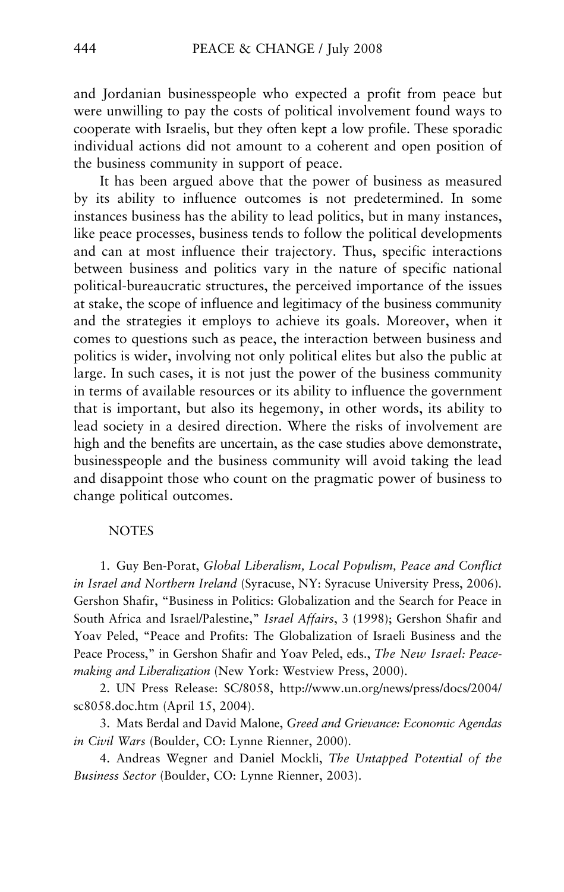and Jordanian businesspeople who expected a profit from peace but were unwilling to pay the costs of political involvement found ways to cooperate with Israelis, but they often kept a low profile. These sporadic individual actions did not amount to a coherent and open position of the business community in support of peace.

It has been argued above that the power of business as measured by its ability to influence outcomes is not predetermined. In some instances business has the ability to lead politics, but in many instances, like peace processes, business tends to follow the political developments and can at most influence their trajectory. Thus, specific interactions between business and politics vary in the nature of specific national political-bureaucratic structures, the perceived importance of the issues at stake, the scope of influence and legitimacy of the business community and the strategies it employs to achieve its goals. Moreover, when it comes to questions such as peace, the interaction between business and politics is wider, involving not only political elites but also the public at large. In such cases, it is not just the power of the business community in terms of available resources or its ability to influence the government that is important, but also its hegemony, in other words, its ability to lead society in a desired direction. Where the risks of involvement are high and the benefits are uncertain, as the case studies above demonstrate, businesspeople and the business community will avoid taking the lead and disappoint those who count on the pragmatic power of business to change political outcomes.

## NOTES

1. Guy Ben-Porat, *Global Liberalism, Local Populism, Peace and Conflict in Israel and Northern Ireland* (Syracuse, NY: Syracuse University Press, 2006). Gershon Shafir, "Business in Politics: Globalization and the Search for Peace in South Africa and Israel/Palestine," *Israel Affairs*, 3 (1998); Gershon Shafir and Yoav Peled, "Peace and Profits: The Globalization of Israeli Business and the Peace Process," in Gershon Shafir and Yoav Peled, eds., *The New Israel: Peacemaking and Liberalization* (New York: Westview Press, 2000).

2. UN Press Release: SC/8058, http://www.un.org/news/press/docs/2004/sc8058.doc.htm (April 15, 2004).

3. Mats Berdal and David Malone, *Greed and Grievance: Economic Agendas in Civil Wars* (Boulder, CO: Lynne Rienner, 2000).

4. Andreas Wegner and Daniel Mockli, *The Untapped Potential of the Business Sector* (Boulder, CO: Lynne Rienner, 2003).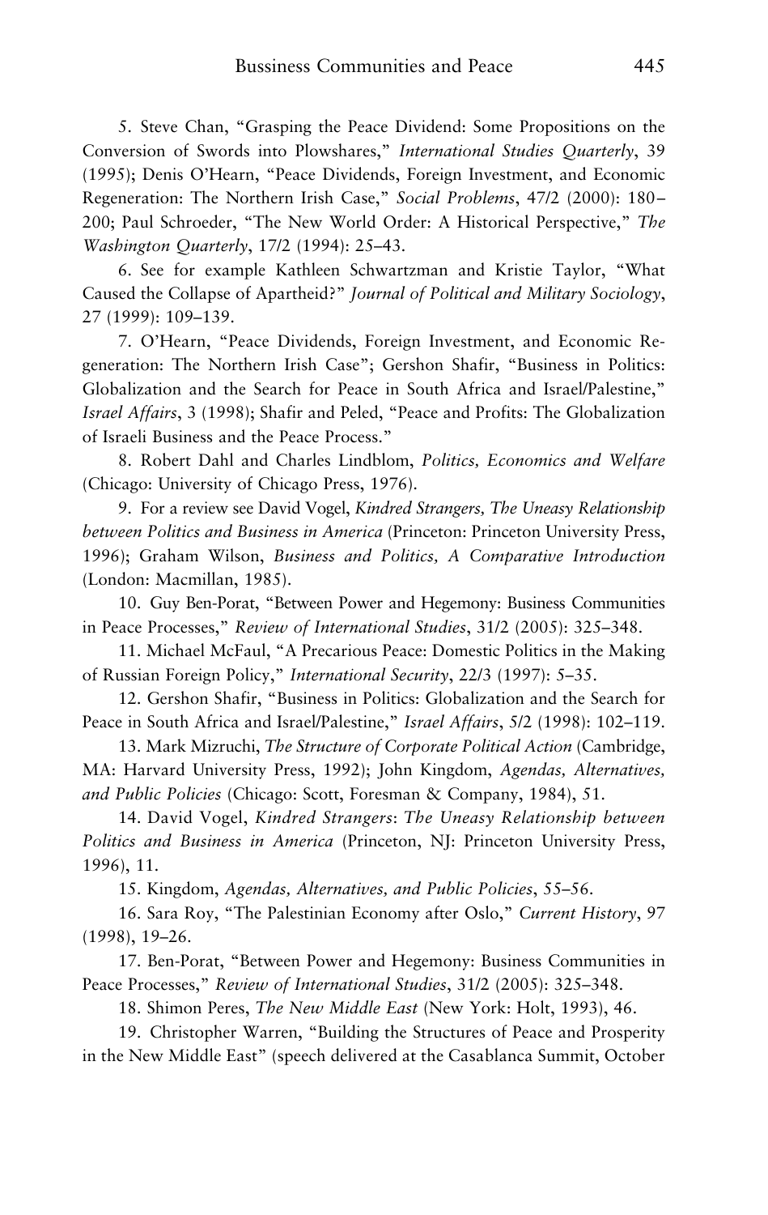5. Steve Chan, "Grasping the Peace Dividend: Some Propositions on the Conversion of Swords into Plowshares," *International Studies Quarterly*, 39 (1995); Denis O'Hearn, "Peace Dividends, Foreign Investment, and Economic Regeneration: The Northern Irish Case," *Social Problems*, 47/2 (2000): 180–200; Paul Schroeder, "The New World Order: A Historical Perspective," *The Washington Quarterly*, 17/2 (1994): 25–43.

6. See for example Kathleen Schwartzman and Kristie Taylor, "What Caused the Collapse of Apartheid?" *Journal of Political and Military Sociology*, 27 (1999): 109–139.

7. O'Hearn, "Peace Dividends, Foreign Investment, and Economic Regeneration: The Northern Irish Case"; Gershon Shafir, "Business in Politics: Globalization and the Search for Peace in South Africa and Israel/Palestine," *Israel Affairs*, 3 (1998); Shafir and Peled, "Peace and Profits: The Globalization of Israeli Business and the Peace Process."

8. Robert Dahl and Charles Lindblom, *Politics, Economics and Welfare* (Chicago: University of Chicago Press, 1976).

9. For a review see David Vogel, *Kindred Strangers, The Uneasy Relationship between Politics and Business in America* (Princeton: Princeton University Press, 1996); Graham Wilson, *Business and Politics, A Comparative Introduction* (London: Macmillan, 1985).

10. Guy Ben-Porat, "Between Power and Hegemony: Business Communities in Peace Processes," *Review of International Studies*, 31/2 (2005): 325–348.

11. Michael McFaul, "A Precarious Peace: Domestic Politics in the Making of Russian Foreign Policy," *International Security*, 22/3 (1997): 5–35.

12. Gershon Shafir, "Business in Politics: Globalization and the Search for Peace in South Africa and Israel/Palestine," *Israel Affairs*, 5/2 (1998): 102–119.

13. Mark Mizruchi, *The Structure of Corporate Political Action* (Cambridge, MA: Harvard University Press, 1992); John Kingdom, *Agendas, Alternatives, and Public Policies* (Chicago: Scott, Foresman & Company, 1984), 51.

14. David Vogel, *Kindred Strangers*: *The Uneasy Relationship between Politics and Business in America* (Princeton, NJ: Princeton University Press, 1996), 11.

15. Kingdom, *Agendas, Alternatives, and Public Policies*, 55–56.

16. Sara Roy, "The Palestinian Economy after Oslo," *Current History*, 97 (1998), 19–26.

17. Ben-Porat, "Between Power and Hegemony: Business Communities in Peace Processes," *Review of International Studies*, 31/2 (2005): 325–348.

18. Shimon Peres, *The New Middle East* (New York: Holt, 1993), 46.

19. Christopher Warren, "Building the Structures of Peace and Prosperity in the New Middle East" (speech delivered at the Casablanca Summit, October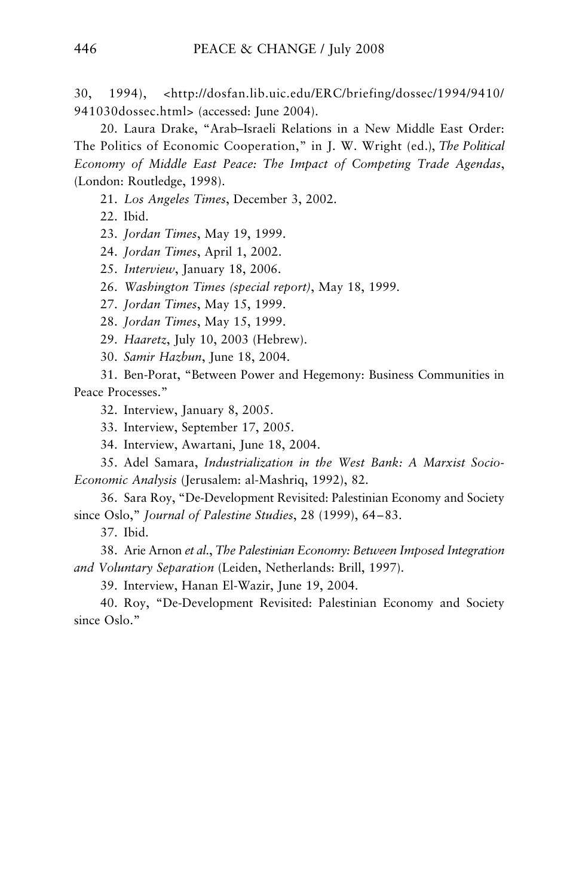30, 1994), <http://dosfan.lib.uic.edu/ERC/briefing/dossec/1994/9410/941030dossec.html> (accessed: June 2004).

20. Laura Drake, "Arab–Israeli Relations in a New Middle East Order: The Politics of Economic Cooperation," in J. W. Wright (ed.), *The Political Economy of Middle East Peace: The Impact of Competing Trade Agendas*, (London: Routledge, 1998).

21. *Los Angeles Times*, December 3, 2002.

22. Ibid.

23. *Jordan Times*, May 19, 1999.

24. *Jordan Times*, April 1, 2002.

25. *Interview*, January 18, 2006.

26. *Washington Times (special report)*, May 18, 1999.

27. *Jordan Times*, May 15, 1999.

28. *Jordan Times*, May 15, 1999.

29. *Haaretz*, July 10, 2003 (Hebrew).

30. *Samir Hazbun*, June 18, 2004.

31. Ben-Porat, "Between Power and Hegemony: Business Communities in Peace Processes."

32. Interview, January 8, 2005.

33. Interview, September 17, 2005.

34. Interview, Awartani, June 18, 2004.

35. Adel Samara, *Industrialization in the West Bank: A Marxist Socio-Economic Analysis* (Jerusalem: al-Mashriq, 1992), 82.

36. Sara Roy, "De-Development Revisited: Palestinian Economy and Society since Oslo," *Journal of Palestine Studies*, 28 (1999), 64–83.

37. Ibid.

38. Arie Arnon *et al.*, *The Palestinian Economy: Between Imposed Integration and Voluntary Separation* (Leiden, Netherlands: Brill, 1997).

39. Interview, Hanan El-Wazir, June 19, 2004.

40. Roy, "De-Development Revisited: Palestinian Economy and Society since Oslo."